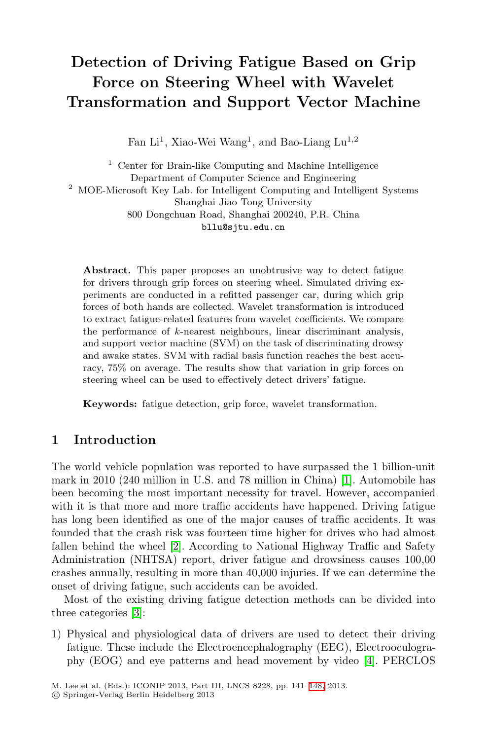# Detection of Driving Fatigue Based on Grip Force on Steering Wheel with Wavelet Transformation and Support Vector Machine

Fan Li[1], Xiao-Wei Wang[1], and Bao-Liang Lu[1,2]

[1] Center for Brain-like Computing and Machine Intelligence
Department of Computer Science and Engineering
[2] MOE-Microsoft Key Lab. for Intelligent Computing and Intelligent Systems
Shanghai Jiao Tong University
800 Dongchuan Road, Shanghai 200240, P.R. China
bllu@sjtu.edu.cn

**Abstract.** This paper proposes an unobtrusive way to detect fatigue for drivers through grip forces on steering wheel. Simulated driving experiments are conducted in a refitted passenger car, during which grip forces of both hands are collected. Wavelet transformation is introduced to extract fatigue-related features from wavelet coefficients. We compare the performance of $k$-nearest neighbours, linear discriminant analysis, and support vector machine (SVM) on the task of discriminating drowsy and awake states. SVM with radial basis function reaches the best accuracy, 75% on average. The results show that variation in grip forces on steering wheel can be used to effectively detect drivers' fatigue.

**Keywords:** fatigue detection, grip force, wavelet transformation.

## 1 Introduction

The world vehicle population was reported to have surpassed the 1 billion-unit mark in 2010 (240 million in U.S. and 78 million in China) [1]. Automobile has been becoming the most important necessity for travel. However, accompanied with it is that more and more traffic accidents have happened. Driving fatigue has long been identified as one of the major causes of traffic accidents. It was founded that the crash risk was fourteen time higher for drives who had almost fallen behind the wheel [2]. According to National Highway Traffic and Safety Administration (NHTSA) report, driver fatigue and drowsiness causes 100,00 crashes annually, resulting in more than 40,000 injuries. If we can determine the onset of driving fatigue, such accidents can be avoided.

Most of the existing driving fatigue detection methods can be divided into three categories [3]:

1) Physical and physiological data of drivers are used to detect their driving fatigue. These include the Electroencephalography (EEG), Electrooculography (EOG) and eye patterns and head movement by video [4]. PERCLOS

M. Lee et al. (Eds.): ICONIP 2013, Part III, LNCS 8228, pp. 141–148, 2013.
© Springer-Verlag Berlin Heidelberg 2013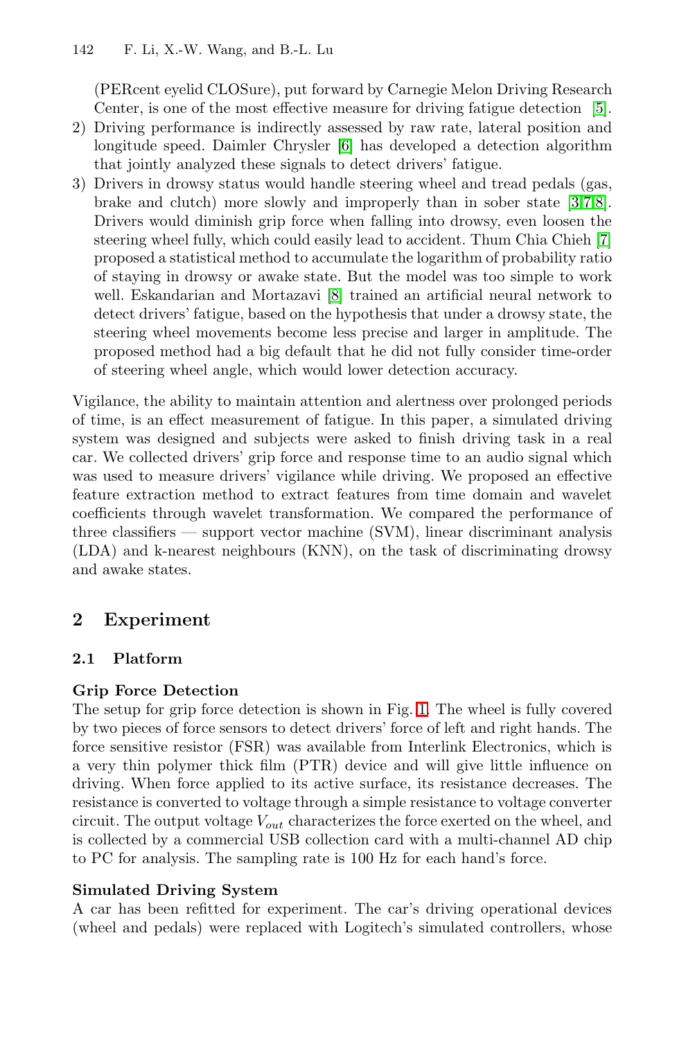(PERcent eyelid CLOSure), put forward by Carnegie Melon Driving Research Center, is one of the most effective measure for driving fatigue detection [5].

2) Driving performance is indirectly assessed by raw rate, lateral position and longitude speed. Daimler Chrysler [6] has developed a detection algorithm that jointly analyzed these signals to detect drivers' fatigue.
3) Drivers in drowsy status would handle steering wheel and tread pedals (gas, brake and clutch) more slowly and improperly than in sober state [3,7,8]. Drivers would diminish grip force when falling into drowsy, even loosen the steering wheel fully, which could easily lead to accident. Thum Chia Chieh [7] proposed a statistical method to accumulate the logarithm of probability ratio of staying in drowsy or awake state. But the model was too simple to work well. Eskandarian and Mortazavi [8] trained an artificial neural network to detect drivers' fatigue, based on the hypothesis that under a drowsy state, the steering wheel movements become less precise and larger in amplitude. The proposed method had a big default that he did not fully consider time-order of steering wheel angle, which would lower detection accuracy.

Vigilance, the ability to maintain attention and alertness over prolonged periods of time, is an effect measurement of fatigue. In this paper, a simulated driving system was designed and subjects were asked to finish driving task in a real car. We collected drivers' grip force and response time to an audio signal which was used to measure drivers' vigilance while driving. We proposed an effective feature extraction method to extract features from time domain and wavelet coefficients through wavelet transformation. We compared the performance of three classifiers — support vector machine (SVM), linear discriminant analysis (LDA) and k-nearest neighbours (KNN), on the task of discriminating drowsy and awake states.

## 2 Experiment

### 2.1 Platform

**Grip Force Detection**

The setup for grip force detection is shown in Fig. 1. The wheel is fully covered by two pieces of force sensors to detect drivers' force of left and right hands. The force sensitive resistor (FSR) was available from Interlink Electronics, which is a very thin polymer thick film (PTR) device and will give little influence on driving. When force applied to its active surface, its resistance decreases. The resistance is converted to voltage through a simple resistance to voltage converter circuit. The output voltage $V_{out}$ characterizes the force exerted on the wheel, and is collected by a commercial USB collection card with a multi-channel AD chip to PC for analysis. The sampling rate is 100 Hz for each hand's force.

**Simulated Driving System**

A car has been refitted for experiment. The car's driving operational devices (wheel and pedals) were replaced with Logitech's simulated controllers, whose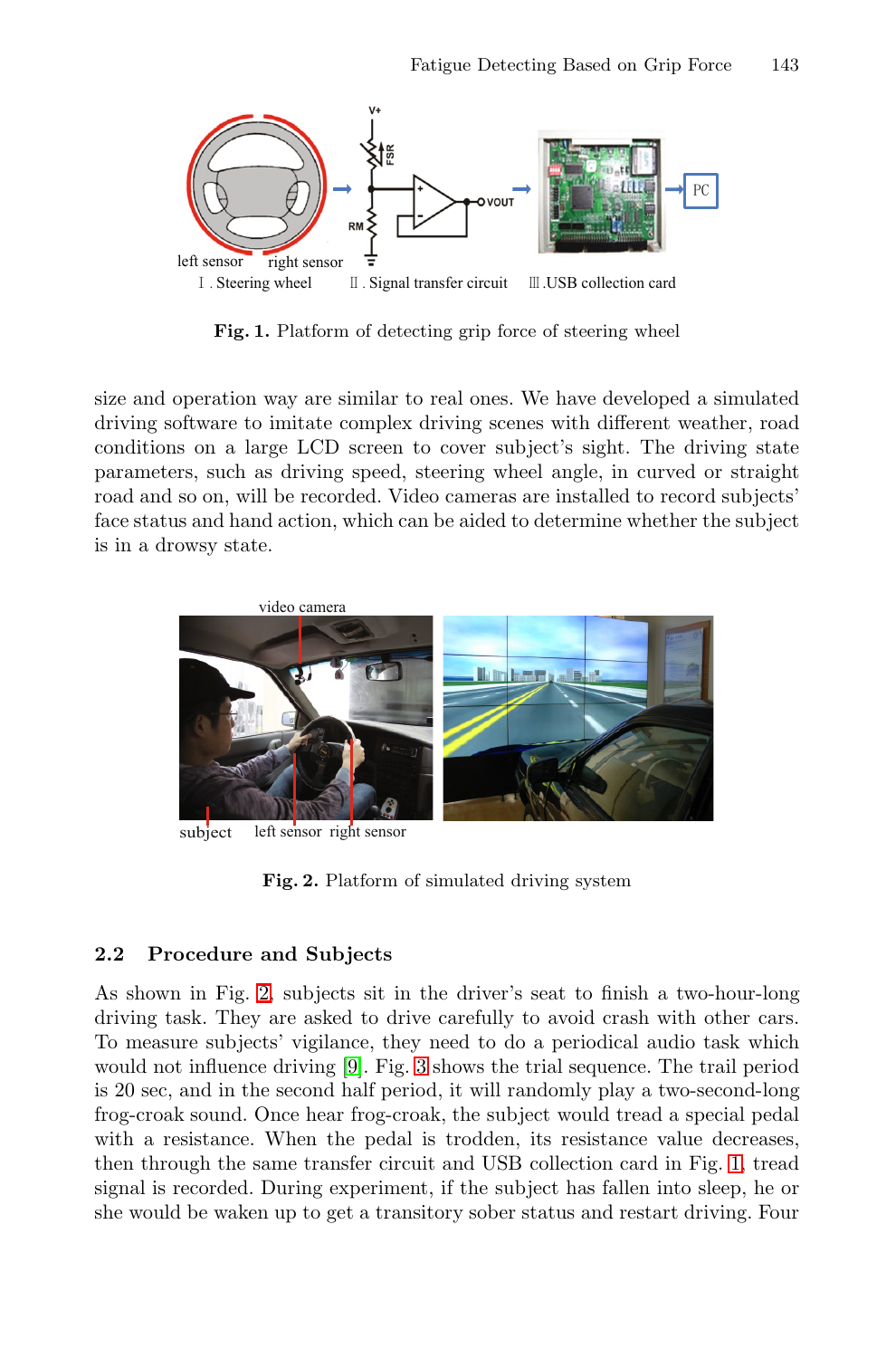**Fig. 1.** Platform of detecting grip force of steering wheel

size and operation way are similar to real ones. We have developed a simulated driving software to imitate complex driving scenes with different weather, road conditions on a large LCD screen to cover subject's sight. The driving state parameters, such as driving speed, steering wheel angle, in curved or straight road and so on, will be recorded. Video cameras are installed to record subjects' face status and hand action, which can be aided to determine whether the subject is in a drowsy state.

**Fig. 2.** Platform of simulated driving system

### 2.2 Procedure and Subjects

As shown in Fig. 2, subjects sit in the driver's seat to finish a two-hour-long driving task. They are asked to drive carefully to avoid crash with other cars. To measure subjects' vigilance, they need to do a periodical audio task which would not influence driving [9]. Fig. 3 shows the trial sequence. The trail period is 20 sec, and in the second half period, it will randomly play a two-second-long frog-croak sound. Once hear frog-croak, the subject would tread a special pedal with a resistance. When the pedal is trodden, its resistance value decreases, then through the same transfer circuit and USB collection card in Fig. 1, tread signal is recorded. During experiment, if the subject has fallen into sleep, he or she would be waken up to get a transitory sober status and restart driving. Four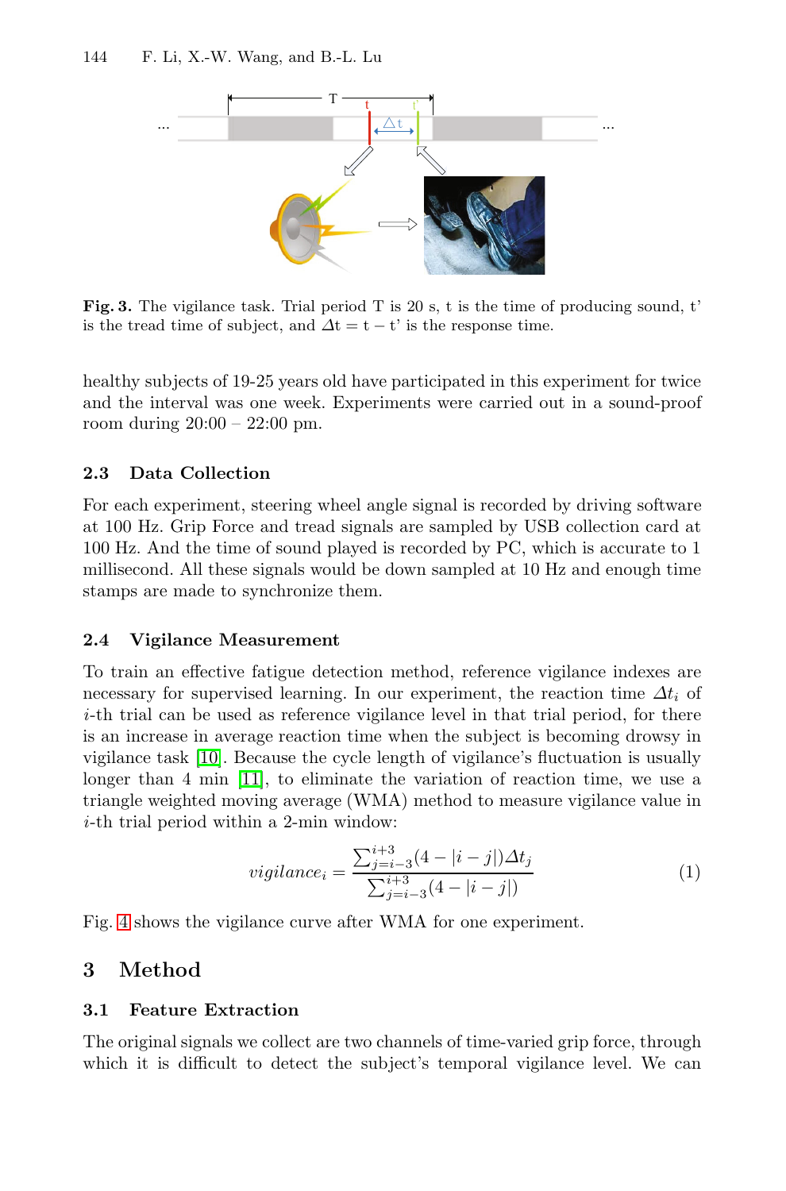**Fig. 3.** The vigilance task. Trial period T is 20 s, t is the time of producing sound, t' is the tread time of subject, and $\Delta t = t - t'$ is the response time.

healthy subjects of 19-25 years old have participated in this experiment for twice and the interval was one week. Experiments were carried out in a sound-proof room during 20:00 – 22:00 pm.

### 2.3 Data Collection

For each experiment, steering wheel angle signal is recorded by driving software at 100 Hz. Grip Force and tread signals are sampled by USB collection card at 100 Hz. And the time of sound played is recorded by PC, which is accurate to 1 millisecond. All these signals would be down sampled at 10 Hz and enough time stamps are made to synchronize them.

### 2.4 Vigilance Measurement

To train an effective fatigue detection method, reference vigilance indexes are necessary for supervised learning. In our experiment, the reaction time $\Delta t_i$ of $i$-th trial can be used as reference vigilance level in that trial period, for there is an increase in average reaction time when the subject is becoming drowsy in vigilance task [10]. Because the cycle length of vigilance's fluctuation is usually longer than 4 min [11], to eliminate the variation of reaction time, we use a triangle weighted moving average (WMA) method to measure vigilance value in $i$-th trial period within a 2-min window:

$$vigilance_i = \frac{\sum_{j=i-3}^{i+3}(4-|i-j|)\Delta t_j}{\sum_{j=i-3}^{i+3}(4-|i-j|)} \tag{1}$$

Fig. 4 shows the vigilance curve after WMA for one experiment.

## 3 Method

### 3.1 Feature Extraction

The original signals we collect are two channels of time-varied grip force, through which it is difficult to detect the subject's temporal vigilance level. We can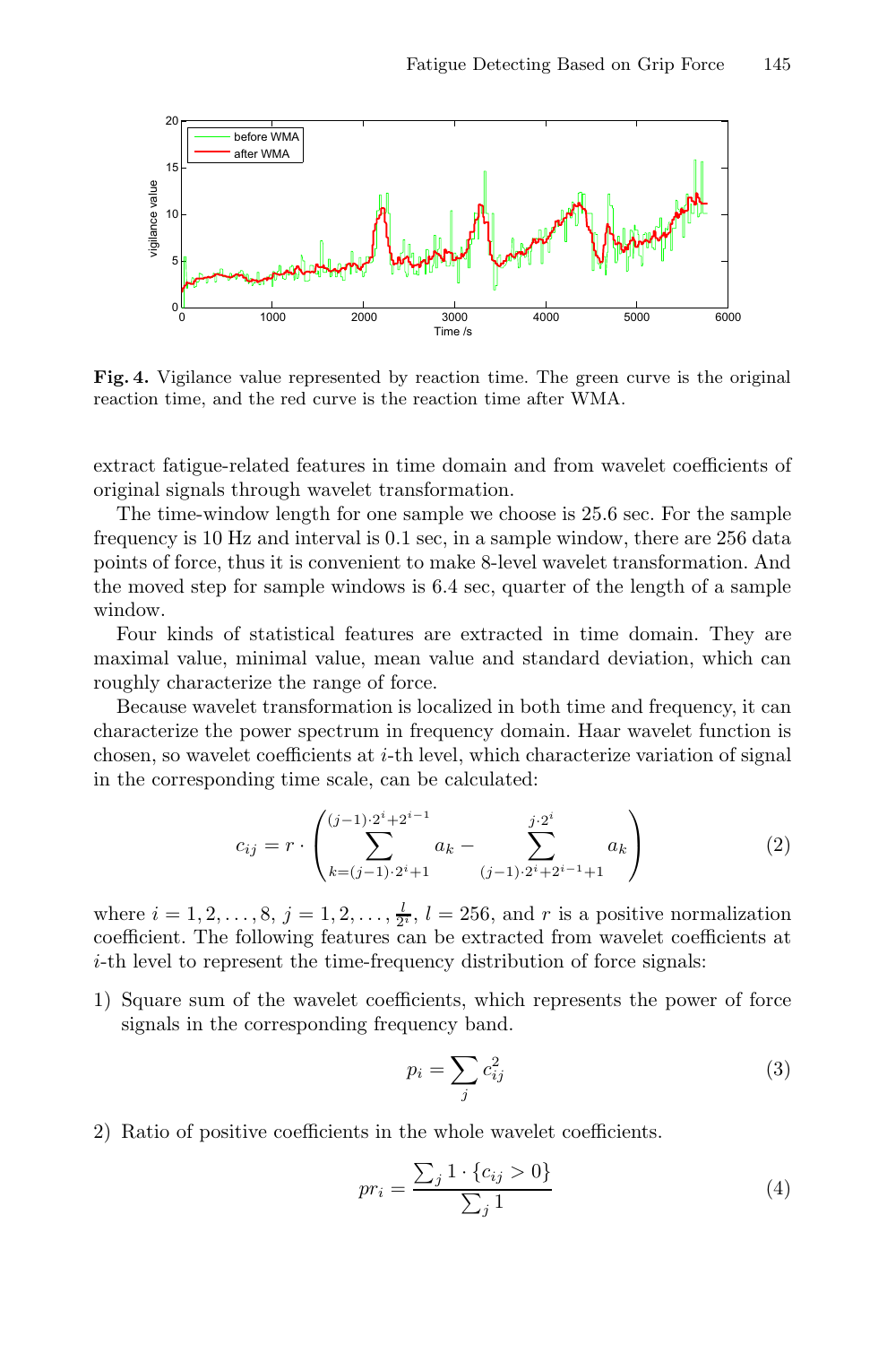**Fig. 4.** Vigilance value represented by reaction time. The green curve is the original reaction time, and the red curve is the reaction time after WMA.

extract fatigue-related features in time domain and from wavelet coefficients of original signals through wavelet transformation.

The time-window length for one sample we choose is 25.6 sec. For the sample frequency is 10 Hz and interval is 0.1 sec, in a sample window, there are 256 data points of force, thus it is convenient to make 8-level wavelet transformation. And the moved step for sample windows is 6.4 sec, quarter of the length of a sample window.

Four kinds of statistical features are extracted in time domain. They are maximal value, minimal value, mean value and standard deviation, which can roughly characterize the range of force.

Because wavelet transformation is localized in both time and frequency, it can characterize the power spectrum in frequency domain. Haar wavelet function is chosen, so wavelet coefficients at $i$-th level, which characterize variation of signal in the corresponding time scale, can be calculated:

$$c_{ij} = r \cdot \left( \sum_{k=(j-1)\cdot 2^i+1}^{(j-1)\cdot 2^i+2^{i-1}} a_k - \sum_{(j-1)\cdot 2^i+2^{i-1}+1}^{j\cdot 2^i} a_k \right) \tag{2}$$

where $i = 1, 2, \ldots, 8$, $j = 1, 2, \ldots, \frac{l}{2^i}$, $l = 256$, and $r$ is a positive normalization coefficient. The following features can be extracted from wavelet coefficients at $i$-th level to represent the time-frequency distribution of force signals:

1) Square sum of the wavelet coefficients, which represents the power of force signals in the corresponding frequency band.

$$p_i = \sum_j c_{ij}^2 \tag{3}$$

2) Ratio of positive coefficients in the whole wavelet coefficients.

$$pr_i = \frac{\sum_j 1 \cdot \{c_{ij} > 0\}}{\sum_j 1} \tag{4}$$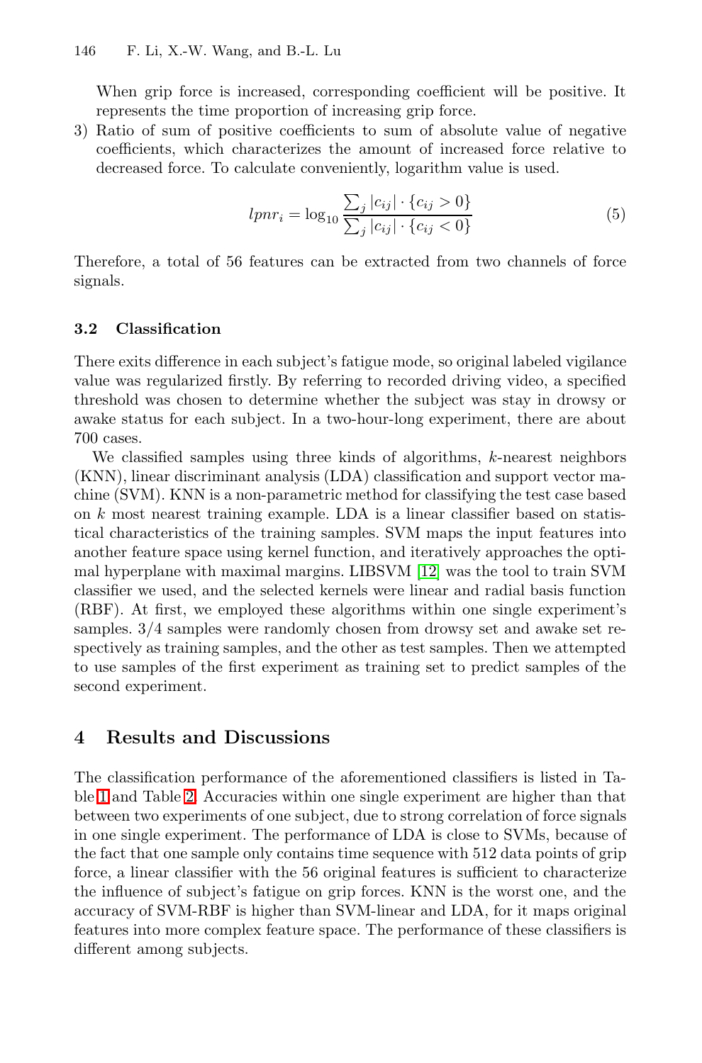When grip force is increased, corresponding coefficient will be positive. It represents the time proportion of increasing grip force.

3) Ratio of sum of positive coefficients to sum of absolute value of negative coefficients, which characterizes the amount of increased force relative to decreased force. To calculate conveniently, logarithm value is used.

$$lpnr_i = \log_{10} \frac{\sum_j |c_{ij}| \cdot \{c_{ij} > 0\}}{\sum_j |c_{ij}| \cdot \{c_{ij} < 0\}} \tag{5}$$

Therefore, a total of 56 features can be extracted from two channels of force signals.

### 3.2 Classification

There exits difference in each subject's fatigue mode, so original labeled vigilance value was regularized firstly. By referring to recorded driving video, a specified threshold was chosen to determine whether the subject was stay in drowsy or awake status for each subject. In a two-hour-long experiment, there are about 700 cases.

We classified samples using three kinds of algorithms, $k$-nearest neighbors (KNN), linear discriminant analysis (LDA) classification and support vector machine (SVM). KNN is a non-parametric method for classifying the test case based on $k$ most nearest training example. LDA is a linear classifier based on statistical characteristics of the training samples. SVM maps the input features into another feature space using kernel function, and iteratively approaches the optimal hyperplane with maximal margins. LIBSVM [12] was the tool to train SVM classifier we used, and the selected kernels were linear and radial basis function (RBF). At first, we employed these algorithms within one single experiment's samples. 3/4 samples were randomly chosen from drowsy set and awake set respectively as training samples, and the other as test samples. Then we attempted to use samples of the first experiment as training set to predict samples of the second experiment.

## 4 Results and Discussions

The classification performance of the aforementioned classifiers is listed in Table 1 and Table 2. Accuracies within one single experiment are higher than that between two experiments of one subject, due to strong correlation of force signals in one single experiment. The performance of LDA is close to SVMs, because of the fact that one sample only contains time sequence with 512 data points of grip force, a linear classifier with the 56 original features is sufficient to characterize the influence of subject's fatigue on grip forces. KNN is the worst one, and the accuracy of SVM-RBF is higher than SVM-linear and LDA, for it maps original features into more complex feature space. The performance of these classifiers is different among subjects.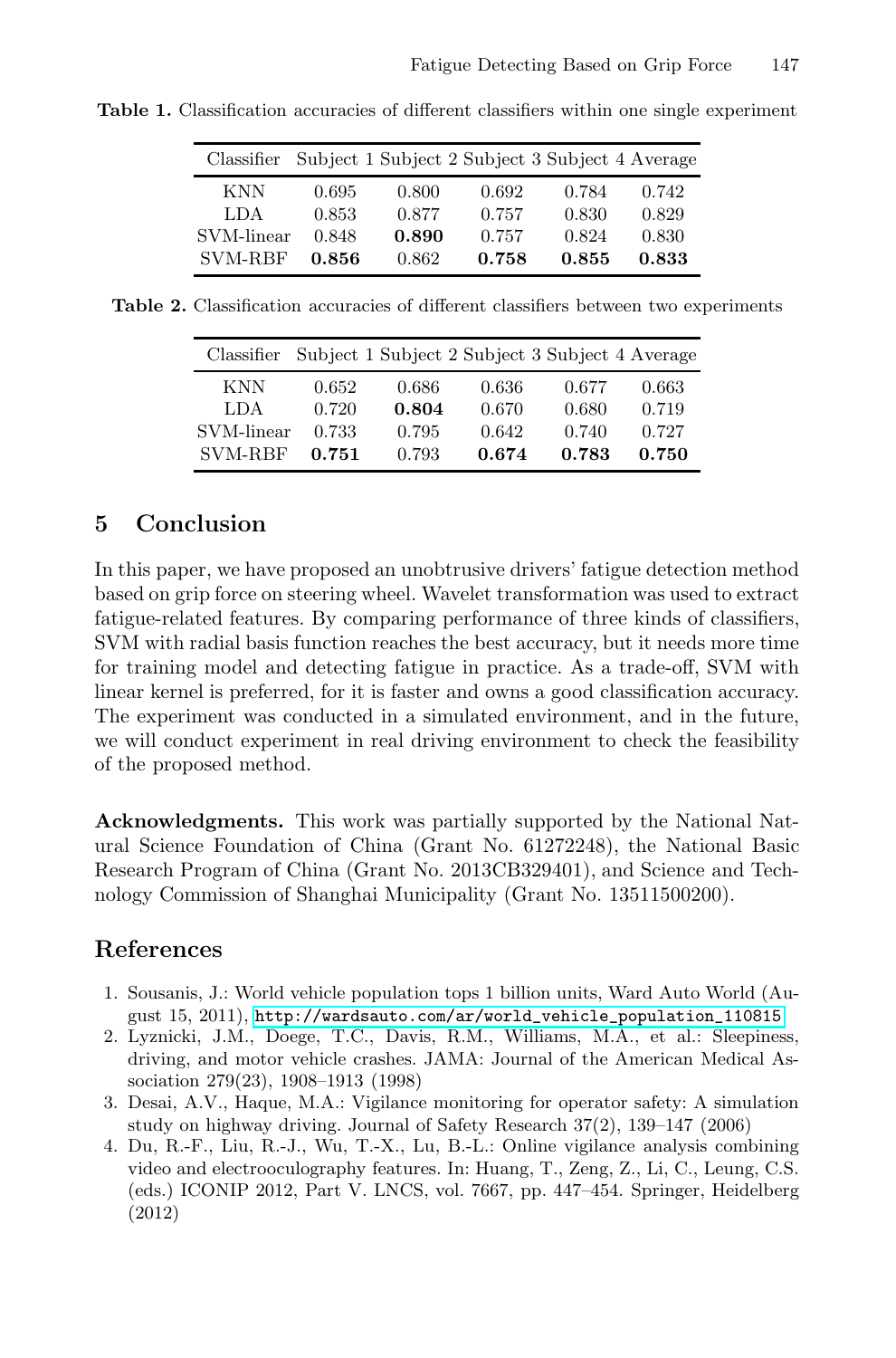**Table 1.** Classification accuracies of different classifiers within one single experiment

| Classifier | Subject 1 | Subject 2 | Subject 3 | Subject 4 | Average |
|---|---|---|---|---|---|
| KNN | 0.695 | 0.800 | 0.692 | 0.784 | 0.742 |
| LDA | 0.853 | 0.877 | 0.757 | 0.830 | 0.829 |
| SVM-linear | 0.848 | **0.890** | 0.757 | 0.824 | 0.830 |
| SVM-RBF | **0.856** | 0.862 | **0.758** | **0.855** | **0.833** |

**Table 2.** Classification accuracies of different classifiers between two experiments

| Classifier | Subject 1 | Subject 2 | Subject 3 | Subject 4 | Average |
|---|---|---|---|---|---|
| KNN | 0.652 | 0.686 | 0.636 | 0.677 | 0.663 |
| LDA | 0.720 | **0.804** | 0.670 | 0.680 | 0.719 |
| SVM-linear | 0.733 | 0.795 | 0.642 | 0.740 | 0.727 |
| SVM-RBF | **0.751** | 0.793 | **0.674** | **0.783** | **0.750** |

## 5 Conclusion

In this paper, we have proposed an unobtrusive drivers' fatigue detection method based on grip force on steering wheel. Wavelet transformation was used to extract fatigue-related features. By comparing performance of three kinds of classifiers, SVM with radial basis function reaches the best accuracy, but it needs more time for training model and detecting fatigue in practice. As a trade-off, SVM with linear kernel is preferred, for it is faster and owns a good classification accuracy. The experiment was conducted in a simulated environment, and in the future, we will conduct experiment in real driving environment to check the feasibility of the proposed method.

**Acknowledgments.** This work was partially supported by the National Natural Science Foundation of China (Grant No. 61272248), the National Basic Research Program of China (Grant No. 2013CB329401), and Science and Technology Commission of Shanghai Municipality (Grant No. 13511500200).

## References

1. Sousanis, J.: World vehicle population tops 1 billion units, Ward Auto World (August 15, 2011), http://wardsauto.com/ar/world_vehicle_population_110815
2. Lyznicki, J.M., Doege, T.C., Davis, R.M., Williams, M.A., et al.: Sleepiness, driving, and motor vehicle crashes. JAMA: Journal of the American Medical Association 279(23), 1908–1913 (1998)
3. Desai, A.V., Haque, M.A.: Vigilance monitoring for operator safety: A simulation study on highway driving. Journal of Safety Research 37(2), 139–147 (2006)
4. Du, R.-F., Liu, R.-J., Wu, T.-X., Lu, B.-L.: Online vigilance analysis combining video and electrooculography features. In: Huang, T., Zeng, Z., Li, C., Leung, C.S. (eds.) ICONIP 2012, Part V. LNCS, vol. 7667, pp. 447–454. Springer, Heidelberg (2012)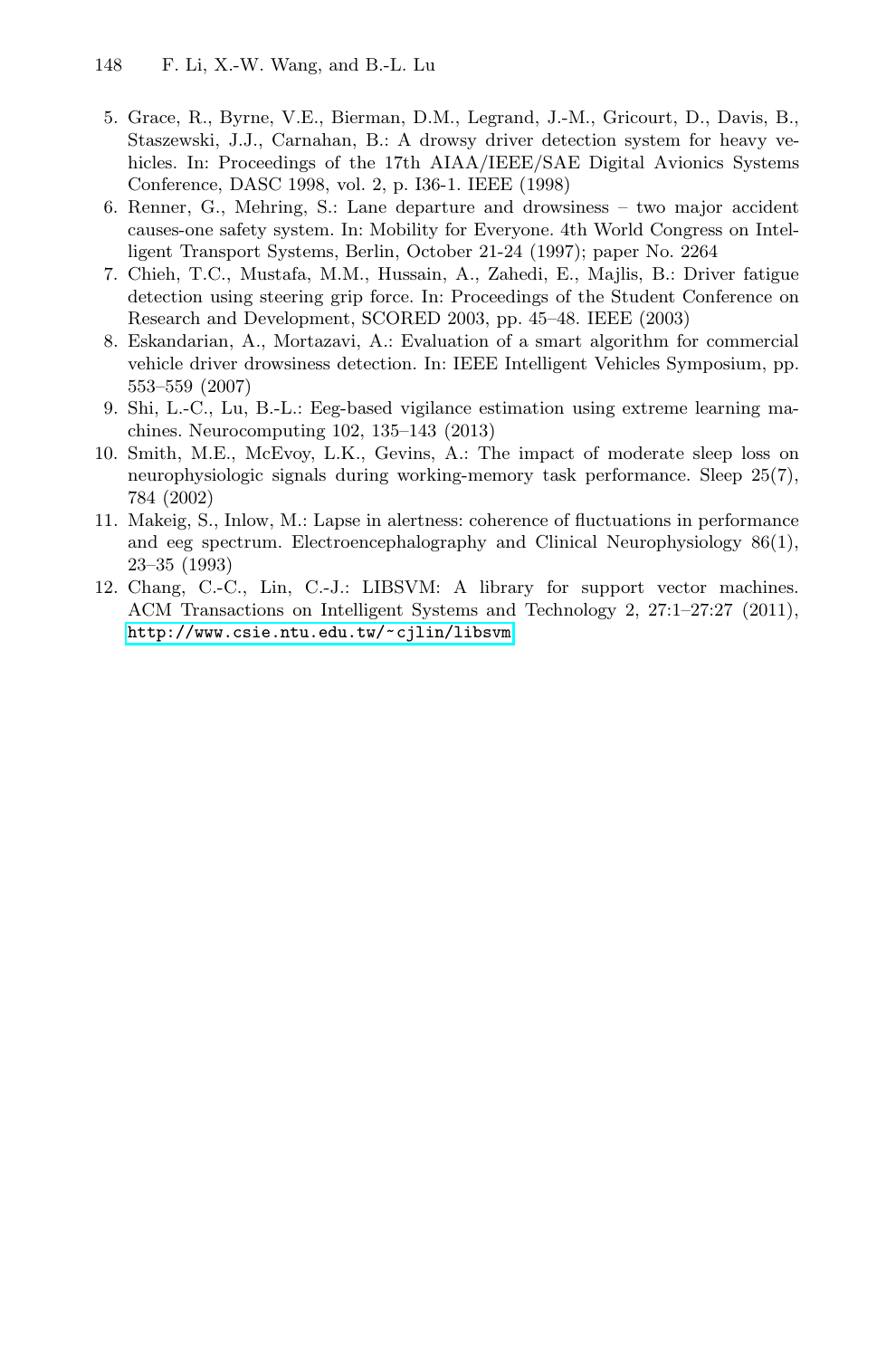5. Grace, R., Byrne, V.E., Bierman, D.M., Legrand, J.-M., Gricourt, D., Davis, B., Staszewski, J.J., Carnahan, B.: A drowsy driver detection system for heavy vehicles. In: Proceedings of the 17th AIAA/IEEE/SAE Digital Avionics Systems Conference, DASC 1998, vol. 2, p. I36-1. IEEE (1998)
6. Renner, G., Mehring, S.: Lane departure and drowsiness – two major accident causes-one safety system. In: Mobility for Everyone. 4th World Congress on Intelligent Transport Systems, Berlin, October 21-24 (1997); paper No. 2264
7. Chieh, T.C., Mustafa, M.M., Hussain, A., Zahedi, E., Majlis, B.: Driver fatigue detection using steering grip force. In: Proceedings of the Student Conference on Research and Development, SCORED 2003, pp. 45–48. IEEE (2003)
8. Eskandarian, A., Mortazavi, A.: Evaluation of a smart algorithm for commercial vehicle driver drowsiness detection. In: IEEE Intelligent Vehicles Symposium, pp. 553–559 (2007)
9. Shi, L.-C., Lu, B.-L.: Eeg-based vigilance estimation using extreme learning machines. Neurocomputing 102, 135–143 (2013)
10. Smith, M.E., McEvoy, L.K., Gevins, A.: The impact of moderate sleep loss on neurophysiologic signals during working-memory task performance. Sleep 25(7), 784 (2002)
11. Makeig, S., Inlow, M.: Lapse in alertness: coherence of fluctuations in performance and eeg spectrum. Electroencephalography and Clinical Neurophysiology 86(1), 23–35 (1993)
12. Chang, C.-C., Lin, C.-J.: LIBSVM: A library for support vector machines. ACM Transactions on Intelligent Systems and Technology 2, 27:1–27:27 (2011), http://www.csie.ntu.edu.tw/~cjlin/libsvm